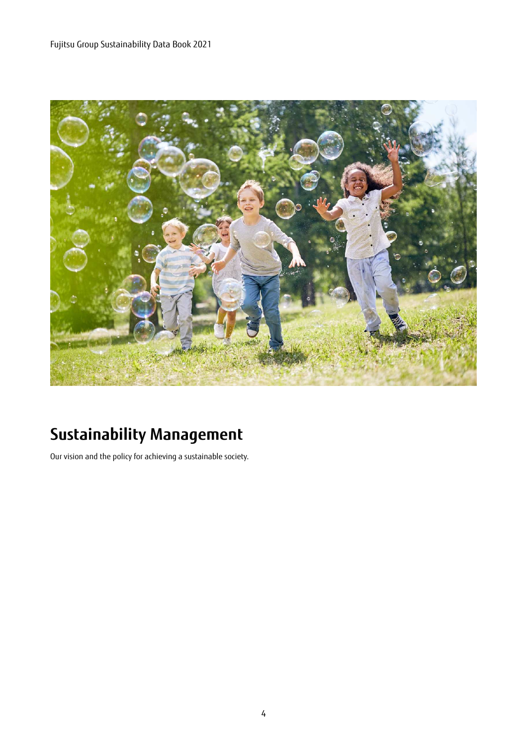# Sustainability Management

Our vision and the policy for achieving a sustainable society.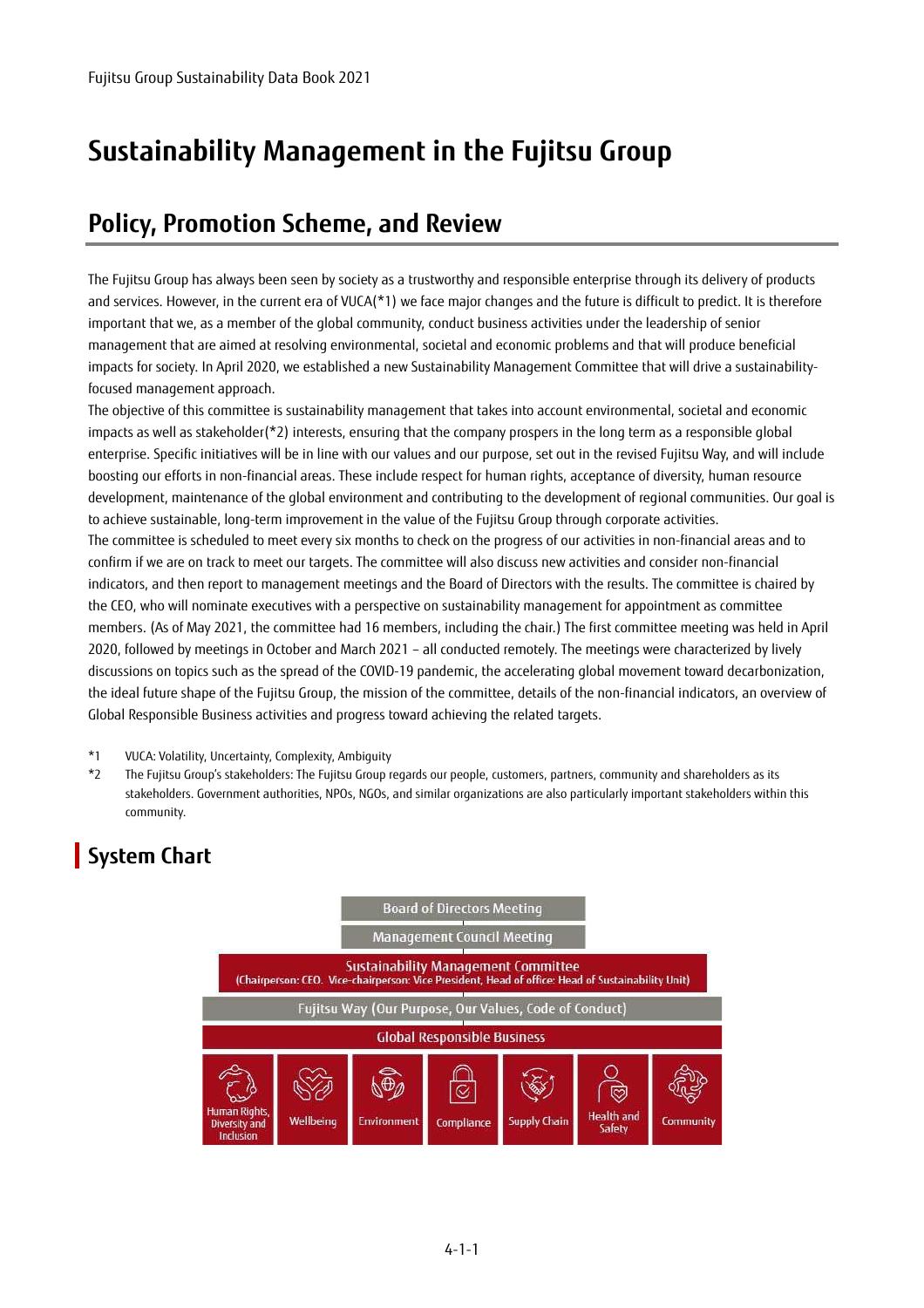# Sustainability Management in the Fujitsu Group

## Policy, Promotion Scheme, and Review

The Fujitsu Group has always been seen by society as a trustworthy and responsible enterprise through its delivery of products and services. However, in the current era of VUCA(*1) we face major changes and the future is difficult to predict. It is therefore important that we, as a member of the global community, conduct business activities under the leadership of senior management that are aimed at resolving environmental, societal and economic problems and that will produce beneficial impacts for society. In April 2020, we established a new Sustainability Management Committee that will drive a sustainability-focused management approach.

The objective of this committee is sustainability management that takes into account environmental, societal and economic impacts as well as stakeholder(*2) interests, ensuring that the company prospers in the long term as a responsible global enterprise. Specific initiatives will be in line with our values and our purpose, set out in the revised Fujitsu Way, and will include boosting our efforts in non-financial areas. These include respect for human rights, acceptance of diversity, human resource development, maintenance of the global environment and contributing to the development of regional communities. Our goal is to achieve sustainable, long-term improvement in the value of the Fujitsu Group through corporate activities.

The committee is scheduled to meet every six months to check on the progress of our activities in non-financial areas and to confirm if we are on track to meet our targets. The committee will also discuss new activities and consider non-financial indicators, and then report to management meetings and the Board of Directors with the results. The committee is chaired by the CEO, who will nominate executives with a perspective on sustainability management for appointment as committee members. (As of May 2021, the committee had 16 members, including the chair.) The first committee meeting was held in April 2020, followed by meetings in October and March 2021 – all conducted remotely. The meetings were characterized by lively discussions on topics such as the spread of the COVID-19 pandemic, the accelerating global movement toward decarbonization, the ideal future shape of the Fujitsu Group, the mission of the committee, details of the non-financial indicators, an overview of Global Responsible Business activities and progress toward achieving the related targets.

*1 VUCA: Volatility, Uncertainty, Complexity, Ambiguity

*2 The Fujitsu Group's stakeholders: The Fujitsu Group regards our people, customers, partners, community and shareholders as its stakeholders. Government authorities, NPOs, NGOs, and similar organizations are also particularly important stakeholders within this community.

### System Chart

- Board of Directors Meeting
- Management Council Meeting
- Sustainability Management Committee (Chairperson: CEO. Vice-chairperson: Vice President, Head of office: Head of Sustainability Unit)
- Fujitsu Way (Our Purpose, Our Values, Code of Conduct)
- Global Responsible Business
  - Human Rights, Diversity and Inclusion
  - Wellbeing
  - Environment
  - Compliance
  - Supply Chain
  - Health and Safety
  - Community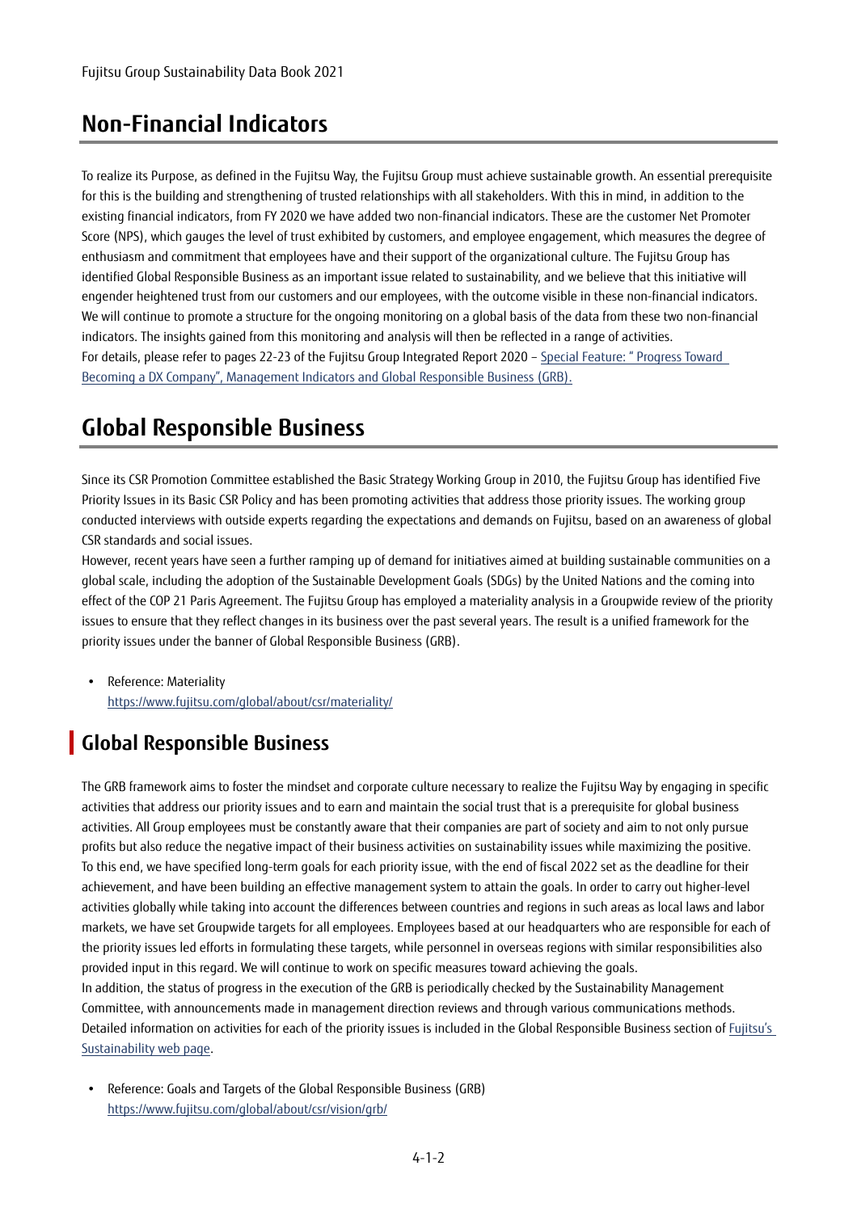# Non-Financial Indicators

To realize its Purpose, as defined in the Fujitsu Way, the Fujitsu Group must achieve sustainable growth. An essential prerequisite for this is the building and strengthening of trusted relationships with all stakeholders. With this in mind, in addition to the existing financial indicators, from FY 2020 we have added two non-financial indicators. These are the customer Net Promoter Score (NPS), which gauges the level of trust exhibited by customers, and employee engagement, which measures the degree of enthusiasm and commitment that employees have and their support of the organizational culture. The Fujitsu Group has identified Global Responsible Business as an important issue related to sustainability, and we believe that this initiative will engender heightened trust from our customers and our employees, with the outcome visible in these non-financial indicators. We will continue to promote a structure for the ongoing monitoring on a global basis of the data from these two non-financial indicators. The insights gained from this monitoring and analysis will then be reflected in a range of activities.
For details, please refer to pages 22-23 of the Fujitsu Group Integrated Report 2020 – Special Feature: " Progress Toward Becoming a DX Company", Management Indicators and Global Responsible Business (GRB).

# Global Responsible Business

Since its CSR Promotion Committee established the Basic Strategy Working Group in 2010, the Fujitsu Group has identified Five Priority Issues in its Basic CSR Policy and has been promoting activities that address those priority issues. The working group conducted interviews with outside experts regarding the expectations and demands on Fujitsu, based on an awareness of global CSR standards and social issues.
However, recent years have seen a further ramping up of demand for initiatives aimed at building sustainable communities on a global scale, including the adoption of the Sustainable Development Goals (SDGs) by the United Nations and the coming into effect of the COP 21 Paris Agreement. The Fujitsu Group has employed a materiality analysis in a Groupwide review of the priority issues to ensure that they reflect changes in its business over the past several years. The result is a unified framework for the priority issues under the banner of Global Responsible Business (GRB).

- Reference: Materiality
  https://www.fujitsu.com/global/about/csr/materiality/

## Global Responsible Business

The GRB framework aims to foster the mindset and corporate culture necessary to realize the Fujitsu Way by engaging in specific activities that address our priority issues and to earn and maintain the social trust that is a prerequisite for global business activities. All Group employees must be constantly aware that their companies are part of society and aim to not only pursue profits but also reduce the negative impact of their business activities on sustainability issues while maximizing the positive.
To this end, we have specified long-term goals for each priority issue, with the end of fiscal 2022 set as the deadline for their achievement, and have been building an effective management system to attain the goals. In order to carry out higher-level activities globally while taking into account the differences between countries and regions in such areas as local laws and labor markets, we have set Groupwide targets for all employees. Employees based at our headquarters who are responsible for each of the priority issues led efforts in formulating these targets, while personnel in overseas regions with similar responsibilities also provided input in this regard. We will continue to work on specific measures toward achieving the goals.
In addition, the status of progress in the execution of the GRB is periodically checked by the Sustainability Management Committee, with announcements made in management direction reviews and through various communications methods. Detailed information on activities for each of the priority issues is included in the Global Responsible Business section of Fujitsu's Sustainability web page.

- Reference: Goals and Targets of the Global Responsible Business (GRB)
  https://www.fujitsu.com/global/about/csr/vision/grb/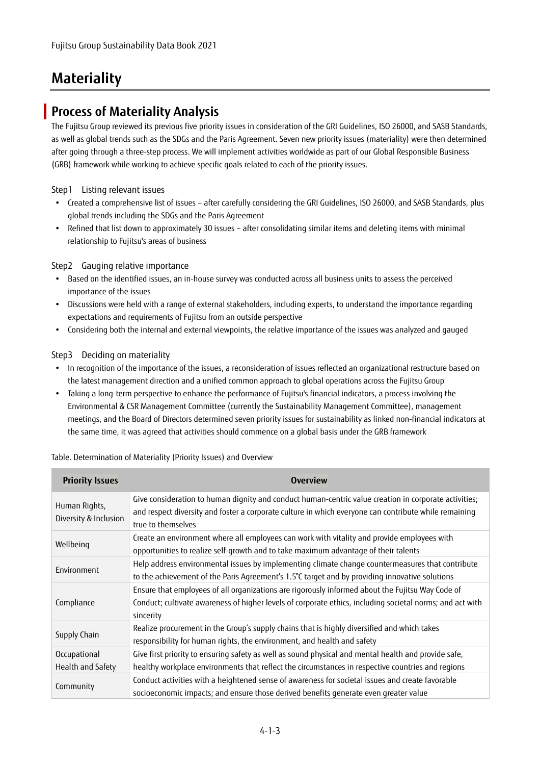# Materiality

## Process of Materiality Analysis

The Fujitsu Group reviewed its previous five priority issues in consideration of the GRI Guidelines, ISO 26000, and SASB Standards, as well as global trends such as the SDGs and the Paris Agreement. Seven new priority issues (materiality) were then determined after going through a three-step process. We will implement activities worldwide as part of our Global Responsible Business (GRB) framework while working to achieve specific goals related to each of the priority issues.

Step1　Listing relevant issues

- Created a comprehensive list of issues – after carefully considering the GRI Guidelines, ISO 26000, and SASB Standards, plus global trends including the SDGs and the Paris Agreement
- Refined that list down to approximately 30 issues – after consolidating similar items and deleting items with minimal relationship to Fujitsu's areas of business

Step2　Gauging relative importance

- Based on the identified issues, an in-house survey was conducted across all business units to assess the perceived importance of the issues
- Discussions were held with a range of external stakeholders, including experts, to understand the importance regarding expectations and requirements of Fujitsu from an outside perspective
- Considering both the internal and external viewpoints, the relative importance of the issues was analyzed and gauged

Step3　Deciding on materiality

- In recognition of the importance of the issues, a reconsideration of issues reflected an organizational restructure based on the latest management direction and a unified common approach to global operations across the Fujitsu Group
- Taking a long-term perspective to enhance the performance of Fujitsu's financial indicators, a process involving the Environmental & CSR Management Committee (currently the Sustainability Management Committee), management meetings, and the Board of Directors determined seven priority issues for sustainability as linked non-financial indicators at the same time, it was agreed that activities should commence on a global basis under the GRB framework

Table. Determination of Materiality (Priority Issues) and Overview

| Priority Issues | Overview |
|---|---|
| Human Rights, Diversity & Inclusion | Give consideration to human dignity and conduct human-centric value creation in corporate activities; and respect diversity and foster a corporate culture in which everyone can contribute while remaining true to themselves |
| Wellbeing | Create an environment where all employees can work with vitality and provide employees with opportunities to realize self-growth and to take maximum advantage of their talents |
| Environment | Help address environmental issues by implementing climate change countermeasures that contribute to the achievement of the Paris Agreement's 1.5°C target and by providing innovative solutions |
| Compliance | Ensure that employees of all organizations are rigorously informed about the Fujitsu Way Code of Conduct; cultivate awareness of higher levels of corporate ethics, including societal norms; and act with sincerity |
| Supply Chain | Realize procurement in the Group's supply chains that is highly diversified and which takes responsibility for human rights, the environment, and health and safety |
| Occupational Health and Safety | Give first priority to ensuring safety as well as sound physical and mental health and provide safe, healthy workplace environments that reflect the circumstances in respective countries and regions |
| Community | Conduct activities with a heightened sense of awareness for societal issues and create favorable socioeconomic impacts; and ensure those derived benefits generate even greater value |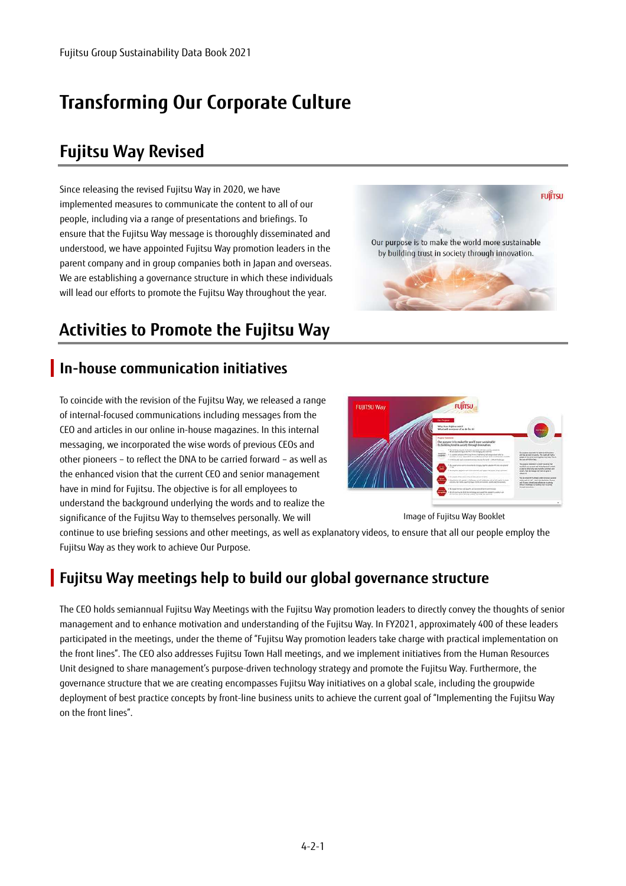# Transforming Our Corporate Culture

## Fujitsu Way Revised

Since releasing the revised Fujitsu Way in 2020, we have implemented measures to communicate the content to all of our people, including via a range of presentations and briefings. To ensure that the Fujitsu Way message is thoroughly disseminated and understood, we have appointed Fujitsu Way promotion leaders in the parent company and in group companies both in Japan and overseas. We are establishing a governance structure in which these individuals will lead our efforts to promote the Fujitsu Way throughout the year.

## Activities to Promote the Fujitsu Way

### In-house communication initiatives

To coincide with the revision of the Fujitsu Way, we released a range of internal-focused communications including messages from the CEO and articles in our online in-house magazines. In this internal messaging, we incorporated the wise words of previous CEOs and other pioneers – to reflect the DNA to be carried forward – as well as the enhanced vision that the current CEO and senior management have in mind for Fujitsu. The objective is for all employees to understand the background underlying the words and to realize the significance of the Fujitsu Way to themselves personally. We will continue to use briefing sessions and other meetings, as well as explanatory videos, to ensure that all our people employ the Fujitsu Way as they work to achieve Our Purpose.

Image of Fujitsu Way Booklet

### Fujitsu Way meetings help to build our global governance structure

The CEO holds semiannual Fujitsu Way Meetings with the Fujitsu Way promotion leaders to directly convey the thoughts of senior management and to enhance motivation and understanding of the Fujitsu Way. In FY2021, approximately 400 of these leaders participated in the meetings, under the theme of "Fujitsu Way promotion leaders take charge with practical implementation on the front lines". The CEO also addresses Fujitsu Town Hall meetings, and we implement initiatives from the Human Resources Unit designed to share management's purpose-driven technology strategy and promote the Fujitsu Way. Furthermore, the governance structure that we are creating encompasses Fujitsu Way initiatives on a global scale, including the groupwide deployment of best practice concepts by front-line business units to achieve the current goal of "Implementing the Fujitsu Way on the front lines".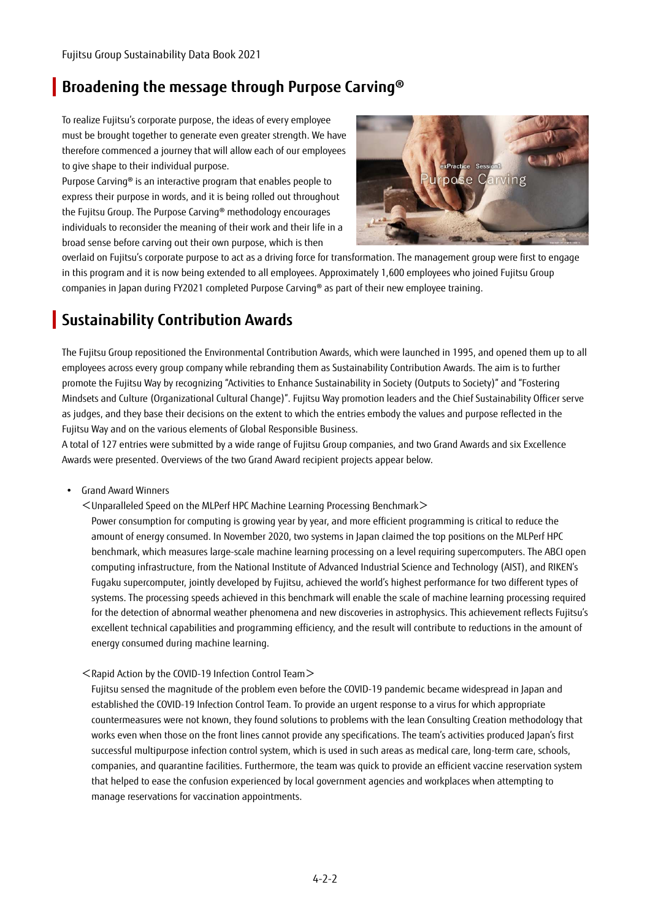## Broadening the message through Purpose Carving®

To realize Fujitsu's corporate purpose, the ideas of every employee must be brought together to generate even greater strength. We have therefore commenced a journey that will allow each of our employees to give shape to their individual purpose.

Purpose Carving® is an interactive program that enables people to express their purpose in words, and it is being rolled out throughout the Fujitsu Group. The Purpose Carving® methodology encourages individuals to reconsider the meaning of their work and their life in a broad sense before carving out their own purpose, which is then overlaid on Fujitsu's corporate purpose to act as a driving force for transformation. The management group were first to engage in this program and it is now being extended to all employees. Approximately 1,600 employees who joined Fujitsu Group companies in Japan during FY2021 completed Purpose Carving® as part of their new employee training.

## Sustainability Contribution Awards

The Fujitsu Group repositioned the Environmental Contribution Awards, which were launched in 1995, and opened them up to all employees across every group company while rebranding them as Sustainability Contribution Awards. The aim is to further promote the Fujitsu Way by recognizing "Activities to Enhance Sustainability in Society (Outputs to Society)" and "Fostering Mindsets and Culture (Organizational Cultural Change)". Fujitsu Way promotion leaders and the Chief Sustainability Officer serve as judges, and they base their decisions on the extent to which the entries embody the values and purpose reflected in the Fujitsu Way and on the various elements of Global Responsible Business.

A total of 127 entries were submitted by a wide range of Fujitsu Group companies, and two Grand Awards and six Excellence Awards were presented. Overviews of the two Grand Award recipient projects appear below.

- Grand Award Winners

  ＜Unparalleled Speed on the MLPerf HPC Machine Learning Processing Benchmark＞

  Power consumption for computing is growing year by year, and more efficient programming is critical to reduce the amount of energy consumed. In November 2020, two systems in Japan claimed the top positions on the MLPerf HPC benchmark, which measures large-scale machine learning processing on a level requiring supercomputers. The ABCI open computing infrastructure, from the National Institute of Advanced Industrial Science and Technology (AIST), and RIKEN's Fugaku supercomputer, jointly developed by Fujitsu, achieved the world's highest performance for two different types of systems. The processing speeds achieved in this benchmark will enable the scale of machine learning processing required for the detection of abnormal weather phenomena and new discoveries in astrophysics. This achievement reflects Fujitsu's excellent technical capabilities and programming efficiency, and the result will contribute to reductions in the amount of energy consumed during machine learning.

  ＜Rapid Action by the COVID-19 Infection Control Team＞

  Fujitsu sensed the magnitude of the problem even before the COVID-19 pandemic became widespread in Japan and established the COVID-19 Infection Control Team. To provide an urgent response to a virus for which appropriate countermeasures were not known, they found solutions to problems with the lean Consulting Creation methodology that works even when those on the front lines cannot provide any specifications. The team's activities produced Japan's first successful multipurpose infection control system, which is used in such areas as medical care, long-term care, schools, companies, and quarantine facilities. Furthermore, the team was quick to provide an efficient vaccine reservation system that helped to ease the confusion experienced by local government agencies and workplaces when attempting to manage reservations for vaccination appointments.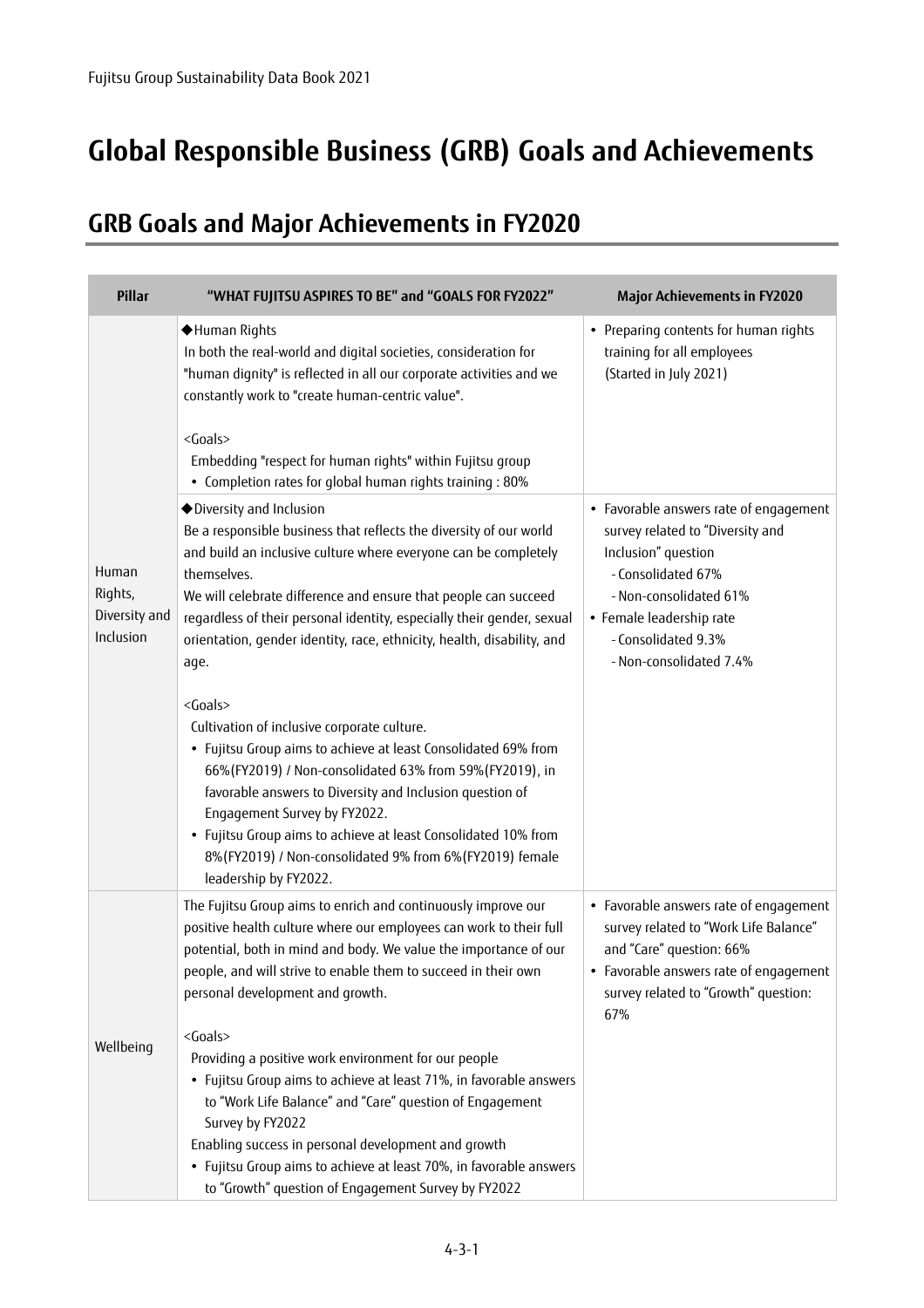# Global Responsible Business (GRB) Goals and Achievements

## GRB Goals and Major Achievements in FY2020

| Pillar | "WHAT FUJITSU ASPIRES TO BE" and "GOALS FOR FY2022" | Major Achievements in FY2020 |
|---|---|---|
| Human Rights, Diversity and Inclusion | ◆Human Rights<br>In both the real-world and digital societies, consideration for "human dignity" is reflected in all our corporate activities and we constantly work to "create human-centric value".<br><br><Goals><br>Embedding "respect for human rights" within Fujitsu group<br>• Completion rates for global human rights training : 80% | • Preparing contents for human rights training for all employees (Started in July 2021) |
| | ◆Diversity and Inclusion<br>Be a responsible business that reflects the diversity of our world and build an inclusive culture where everyone can be completely themselves.<br>We will celebrate difference and ensure that people can succeed regardless of their personal identity, especially their gender, sexual orientation, gender identity, race, ethnicity, health, disability, and age.<br><br><Goals><br>Cultivation of inclusive corporate culture.<br>• Fujitsu Group aims to achieve at least Consolidated 69% from 66%(FY2019) / Non-consolidated 63% from 59%(FY2019), in favorable answers to Diversity and Inclusion question of Engagement Survey by FY2022.<br>• Fujitsu Group aims to achieve at least Consolidated 10% from 8%(FY2019) / Non-consolidated 9% from 6%(FY2019) female leadership by FY2022. | • Favorable answers rate of engagement survey related to "Diversity and Inclusion" question<br>- Consolidated 67%<br>- Non-consolidated 61%<br>• Female leadership rate<br>- Consolidated 9.3%<br>- Non-consolidated 7.4% |
| Wellbeing | The Fujitsu Group aims to enrich and continuously improve our positive health culture where our employees can work to their full potential, both in mind and body. We value the importance of our people, and will strive to enable them to succeed in their own personal development and growth.<br><br><Goals><br>Providing a positive work environment for our people<br>• Fujitsu Group aims to achieve at least 71%, in favorable answers to "Work Life Balance" and "Care" question of Engagement Survey by FY2022<br>Enabling success in personal development and growth<br>• Fujitsu Group aims to achieve at least 70%, in favorable answers to "Growth" question of Engagement Survey by FY2022 | • Favorable answers rate of engagement survey related to "Work Life Balance" and "Care" question: 66%<br>• Favorable answers rate of engagement survey related to "Growth" question: 67% |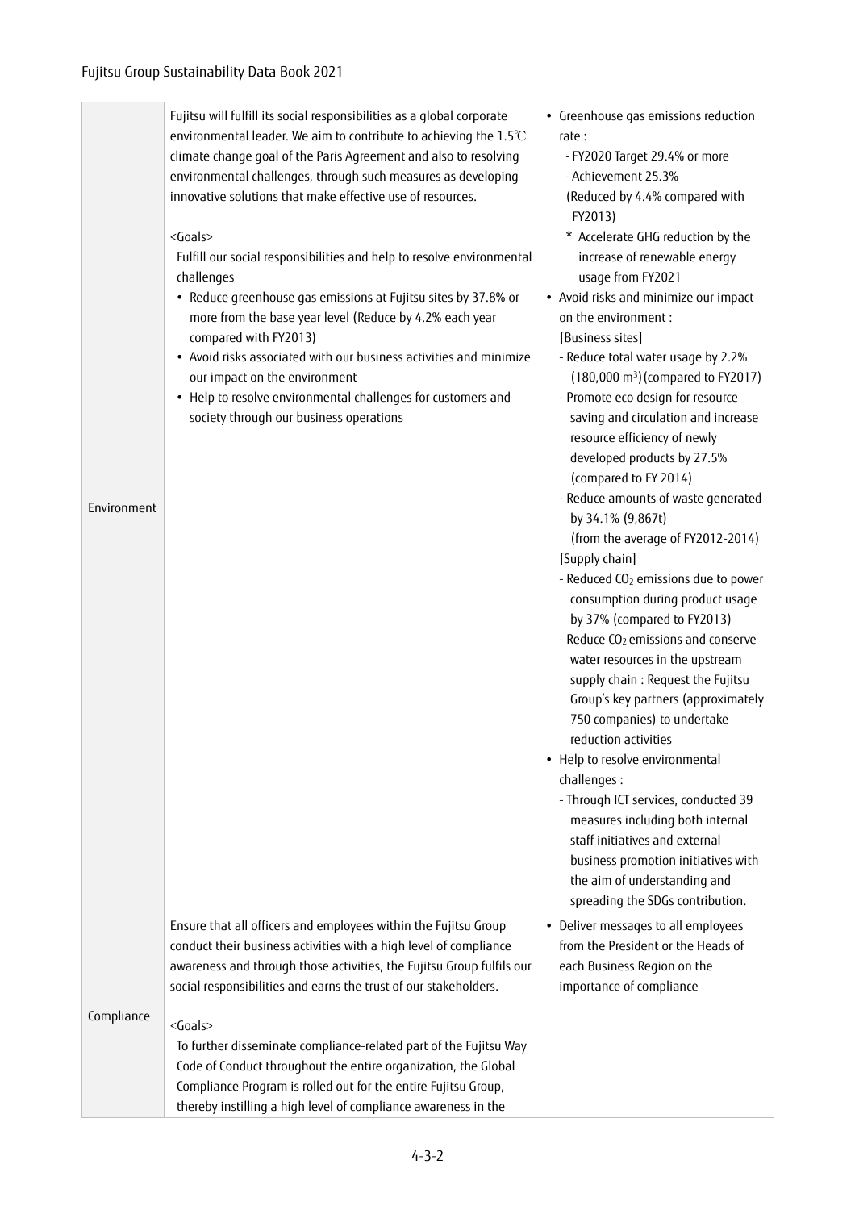| | | |
|---|---|---|
| Environment | Fujitsu will fulfill its social responsibilities as a global corporate environmental leader. We aim to contribute to achieving the 1.5℃ climate change goal of the Paris Agreement and also to resolving environmental challenges, through such measures as developing innovative solutions that make effective use of resources.<br><br><Goals><br>Fulfill our social responsibilities and help to resolve environmental challenges<br>• Reduce greenhouse gas emissions at Fujitsu sites by 37.8% or more from the base year level (Reduce by 4.2% each year compared with FY2013)<br>• Avoid risks associated with our business activities and minimize our impact on the environment<br>• Help to resolve environmental challenges for customers and society through our business operations | • Greenhouse gas emissions reduction rate :<br>- FY2020 Target 29.4% or more<br>- Achievement 25.3%<br>(Reduced by 4.4% compared with FY2013)<br>* Accelerate GHG reduction by the increase of renewable energy usage from FY2021<br>• Avoid risks and minimize our impact on the environment :<br>[Business sites]<br>- Reduce total water usage by 2.2% (180,000 $m^3$) (compared to FY2017)<br>- Promote eco design for resource saving and circulation and increase resource efficiency of newly developed products by 27.5% (compared to FY 2014)<br>- Reduce amounts of waste generated by 34.1% (9,867t) (from the average of FY2012-2014)<br>[Supply chain]<br>- Reduced $CO_2$ emissions due to power consumption during product usage by 37% (compared to FY2013)<br>- Reduce $CO_2$ emissions and conserve water resources in the upstream supply chain : Request the Fujitsu Group's key partners (approximately 750 companies) to undertake reduction activities<br>• Help to resolve environmental challenges :<br>- Through ICT services, conducted 39 measures including both internal staff initiatives and external business promotion initiatives with the aim of understanding and spreading the SDGs contribution. |
| Compliance | Ensure that all officers and employees within the Fujitsu Group conduct their business activities with a high level of compliance awareness and through those activities, the Fujitsu Group fulfils our social responsibilities and earns the trust of our stakeholders.<br><br><Goals><br>To further disseminate compliance-related part of the Fujitsu Way Code of Conduct throughout the entire organization, the Global Compliance Program is rolled out for the entire Fujitsu Group, thereby instilling a high level of compliance awareness in the | • Deliver messages to all employees from the President or the Heads of each Business Region on the importance of compliance |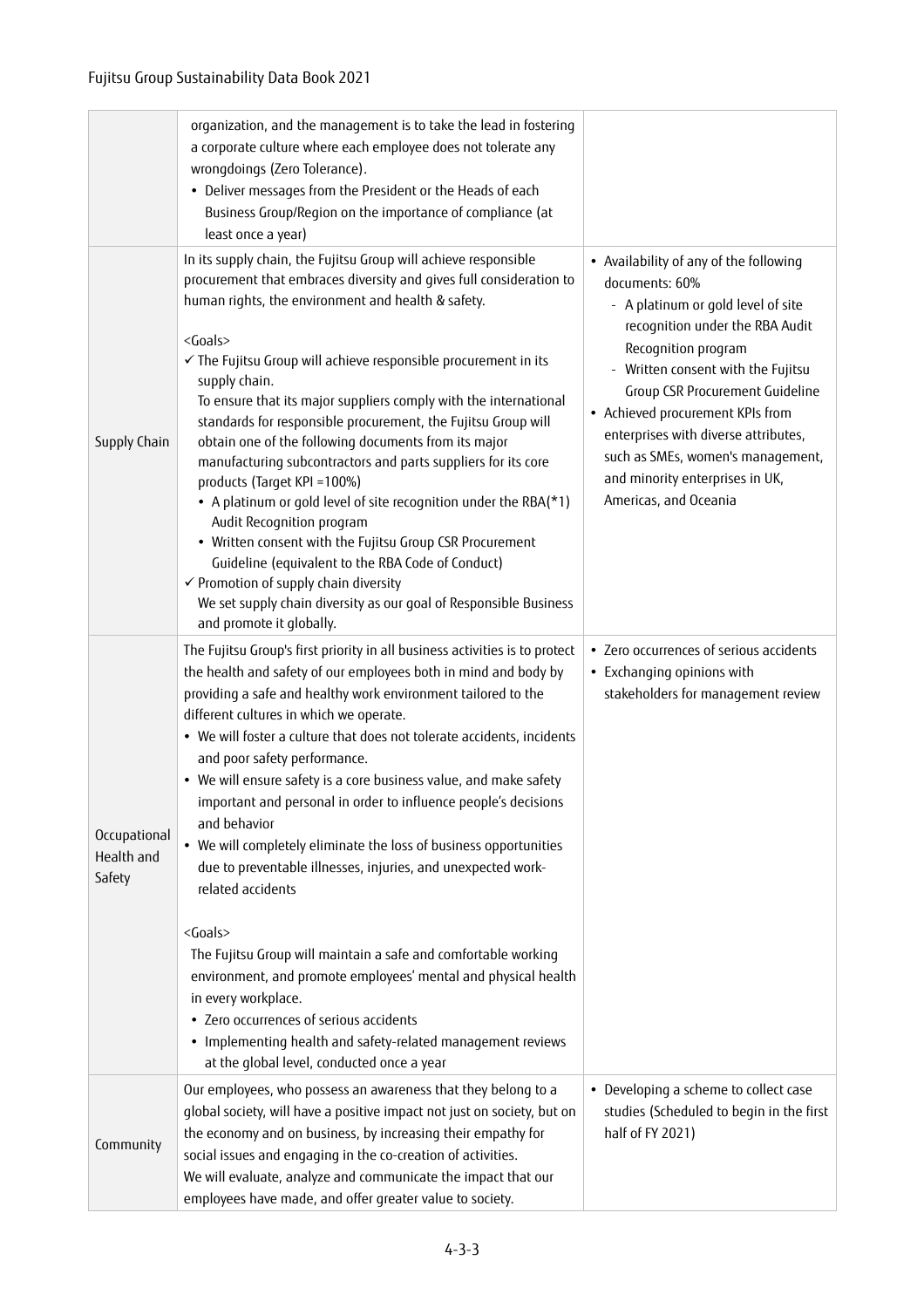| | | |
|---|---|---|
| | organization, and the management is to take the lead in fostering a corporate culture where each employee does not tolerate any wrongdoings (Zero Tolerance).<br>• Deliver messages from the President or the Heads of each Business Group/Region on the importance of compliance (at least once a year) | |
| Supply Chain | In its supply chain, the Fujitsu Group will achieve responsible procurement that embraces diversity and gives full consideration to human rights, the environment and health & safety.<br><br><Goals><br>✓ The Fujitsu Group will achieve responsible procurement in its supply chain.<br>To ensure that its major suppliers comply with the international standards for responsible procurement, the Fujitsu Group will obtain one of the following documents from its major manufacturing subcontractors and parts suppliers for its core products (Target KPI =100%)<br>• A platinum or gold level of site recognition under the RBA(*1) Audit Recognition program<br>• Written consent with the Fujitsu Group CSR Procurement Guideline (equivalent to the RBA Code of Conduct)<br>✓ Promotion of supply chain diversity<br>We set supply chain diversity as our goal of Responsible Business and promote it globally. | • Availability of any of the following documents: 60%<br>- A platinum or gold level of site recognition under the RBA Audit Recognition program<br>- Written consent with the Fujitsu Group CSR Procurement Guideline<br>• Achieved procurement KPIs from enterprises with diverse attributes, such as SMEs, women's management, and minority enterprises in UK, Americas, and Oceania |
| Occupational Health and Safety | The Fujitsu Group's first priority in all business activities is to protect the health and safety of our employees both in mind and body by providing a safe and healthy work environment tailored to the different cultures in which we operate.<br>• We will foster a culture that does not tolerate accidents, incidents and poor safety performance.<br>• We will ensure safety is a core business value, and make safety important and personal in order to influence people's decisions and behavior<br>• We will completely eliminate the loss of business opportunities due to preventable illnesses, injuries, and unexpected work-related accidents<br><br><Goals><br>The Fujitsu Group will maintain a safe and comfortable working environment, and promote employees' mental and physical health in every workplace.<br>• Zero occurrences of serious accidents<br>• Implementing health and safety-related management reviews at the global level, conducted once a year | • Zero occurrences of serious accidents<br>• Exchanging opinions with stakeholders for management review |
| Community | Our employees, who possess an awareness that they belong to a global society, will have a positive impact not just on society, but on the economy and on business, by increasing their empathy for social issues and engaging in the co-creation of activities.<br>We will evaluate, analyze and communicate the impact that our employees have made, and offer greater value to society. | • Developing a scheme to collect case studies (Scheduled to begin in the first half of FY 2021) |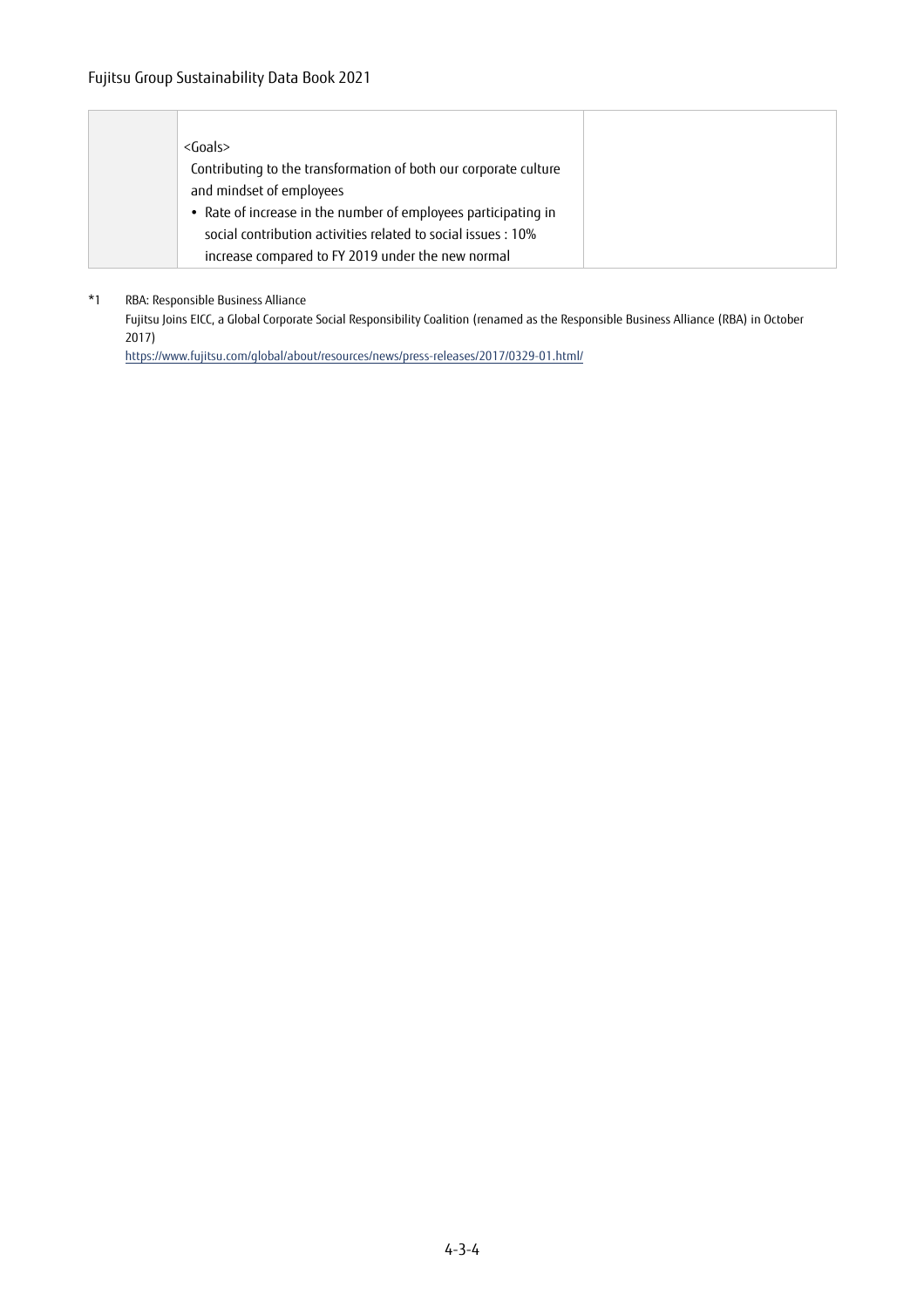|  |  |  |
|---|---|---|
|  | <Goals><br>Contributing to the transformation of both our corporate culture and mindset of employees<br>• Rate of increase in the number of employees participating in social contribution activities related to social issues : 10% increase compared to FY 2019 under the new normal |  |

*1 RBA: Responsible Business Alliance
Fujitsu Joins EICC, a Global Corporate Social Responsibility Coalition (renamed as the Responsible Business Alliance (RBA) in October 2017)
https://www.fujitsu.com/global/about/resources/news/press-releases/2017/0329-01.html/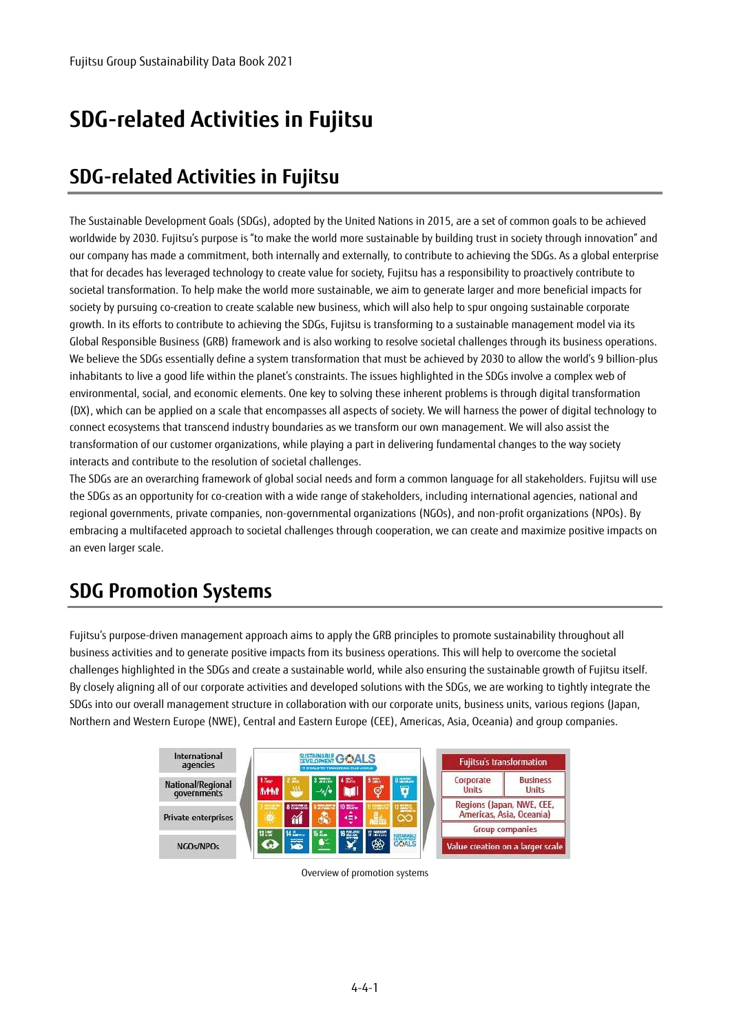# SDG-related Activities in Fujitsu

## SDG-related Activities in Fujitsu

The Sustainable Development Goals (SDGs), adopted by the United Nations in 2015, are a set of common goals to be achieved worldwide by 2030. Fujitsu's purpose is "to make the world more sustainable by building trust in society through innovation" and our company has made a commitment, both internally and externally, to contribute to achieving the SDGs. As a global enterprise that for decades has leveraged technology to create value for society, Fujitsu has a responsibility to proactively contribute to societal transformation. To help make the world more sustainable, we aim to generate larger and more beneficial impacts for society by pursuing co-creation to create scalable new business, which will also help to spur ongoing sustainable corporate growth. In its efforts to contribute to achieving the SDGs, Fujitsu is transforming to a sustainable management model via its Global Responsible Business (GRB) framework and is also working to resolve societal challenges through its business operations. We believe the SDGs essentially define a system transformation that must be achieved by 2030 to allow the world's 9 billion-plus inhabitants to live a good life within the planet's constraints. The issues highlighted in the SDGs involve a complex web of environmental, social, and economic elements. One key to solving these inherent problems is through digital transformation (DX), which can be applied on a scale that encompasses all aspects of society. We will harness the power of digital technology to connect ecosystems that transcend industry boundaries as we transform our own management. We will also assist the transformation of our customer organizations, while playing a part in delivering fundamental changes to the way society interacts and contribute to the resolution of societal challenges.

The SDGs are an overarching framework of global social needs and form a common language for all stakeholders. Fujitsu will use the SDGs as an opportunity for co-creation with a wide range of stakeholders, including international agencies, national and regional governments, private companies, non-governmental organizations (NGOs), and non-profit organizations (NPOs). By embracing a multifaceted approach to societal challenges through cooperation, we can create and maximize positive impacts on an even larger scale.

## SDG Promotion Systems

Fujitsu's purpose-driven management approach aims to apply the GRB principles to promote sustainability throughout all business activities and to generate positive impacts from its business operations. This will help to overcome the societal challenges highlighted in the SDGs and create a sustainable world, while also ensuring the sustainable growth of Fujitsu itself. By closely aligning all of our corporate activities and developed solutions with the SDGs, we are working to tightly integrate the SDGs into our overall management structure in collaboration with our corporate units, business units, various regions (Japan, Northern and Western Europe (NWE), Central and Eastern Europe (CEE), Americas, Asia, Oceania) and group companies.

International agencies | National/Regional governments | Private enterprises | NGOs/NPOs

SUSTAINABLE DEVELOPMENT GOALS

Fujitsu's transformation: Corporate Units | Business Units | Regions (Japan, NWE, CEE, Americas, Asia, Oceania) | Group companies | Value creation on a larger scale

Overview of promotion systems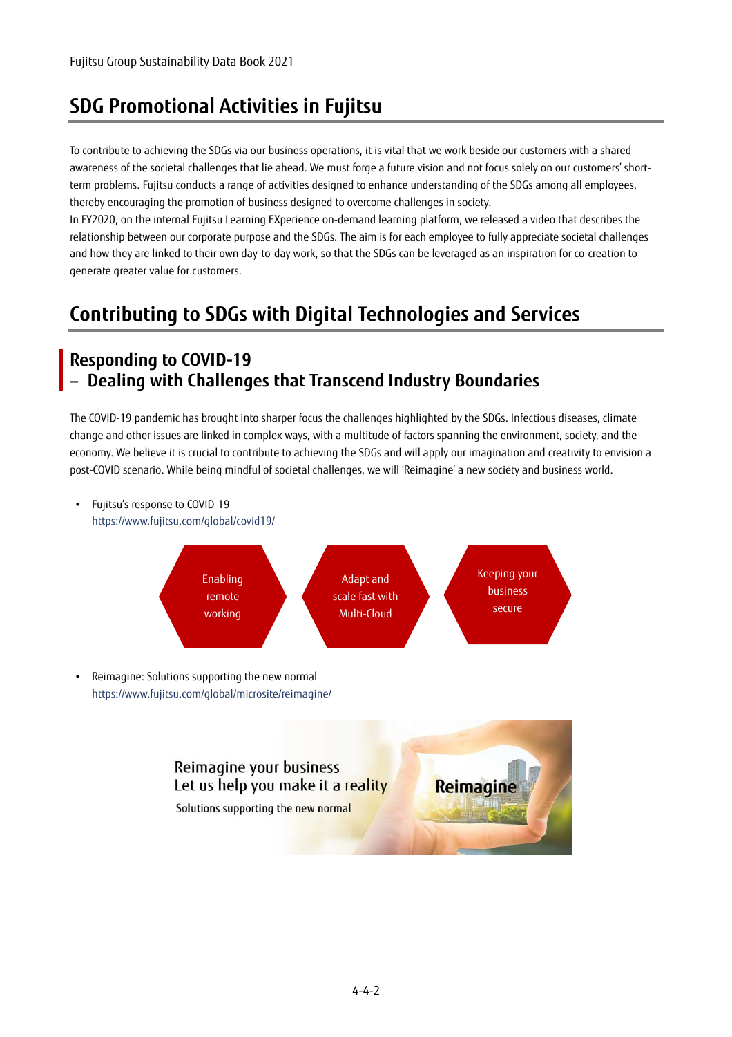# SDG Promotional Activities in Fujitsu

To contribute to achieving the SDGs via our business operations, it is vital that we work beside our customers with a shared awareness of the societal challenges that lie ahead. We must forge a future vision and not focus solely on our customers' short-term problems. Fujitsu conducts a range of activities designed to enhance understanding of the SDGs among all employees, thereby encouraging the promotion of business designed to overcome challenges in society.

In FY2020, on the internal Fujitsu Learning EXperience on-demand learning platform, we released a video that describes the relationship between our corporate purpose and the SDGs. The aim is for each employee to fully appreciate societal challenges and how they are linked to their own day-to-day work, so that the SDGs can be leveraged as an inspiration for co-creation to generate greater value for customers.

# Contributing to SDGs with Digital Technologies and Services

## Responding to COVID-19 – Dealing with Challenges that Transcend Industry Boundaries

The COVID-19 pandemic has brought into sharper focus the challenges highlighted by the SDGs. Infectious diseases, climate change and other issues are linked in complex ways, with a multitude of factors spanning the environment, society, and the economy. We believe it is crucial to contribute to achieving the SDGs and will apply our imagination and creativity to envision a post-COVID scenario. While being mindful of societal challenges, we will 'Reimagine' a new society and business world.

- Fujitsu's response to COVID-19
  https://www.fujitsu.com/global/covid19/

Enabling remote working | Adapt and scale fast with Multi-Cloud | Keeping your business secure

- Reimagine: Solutions supporting the new normal
  https://www.fujitsu.com/global/microsite/reimagine/

Reimagine your business
Let us help you make it a reality
Solutions supporting the new normal
Reimagine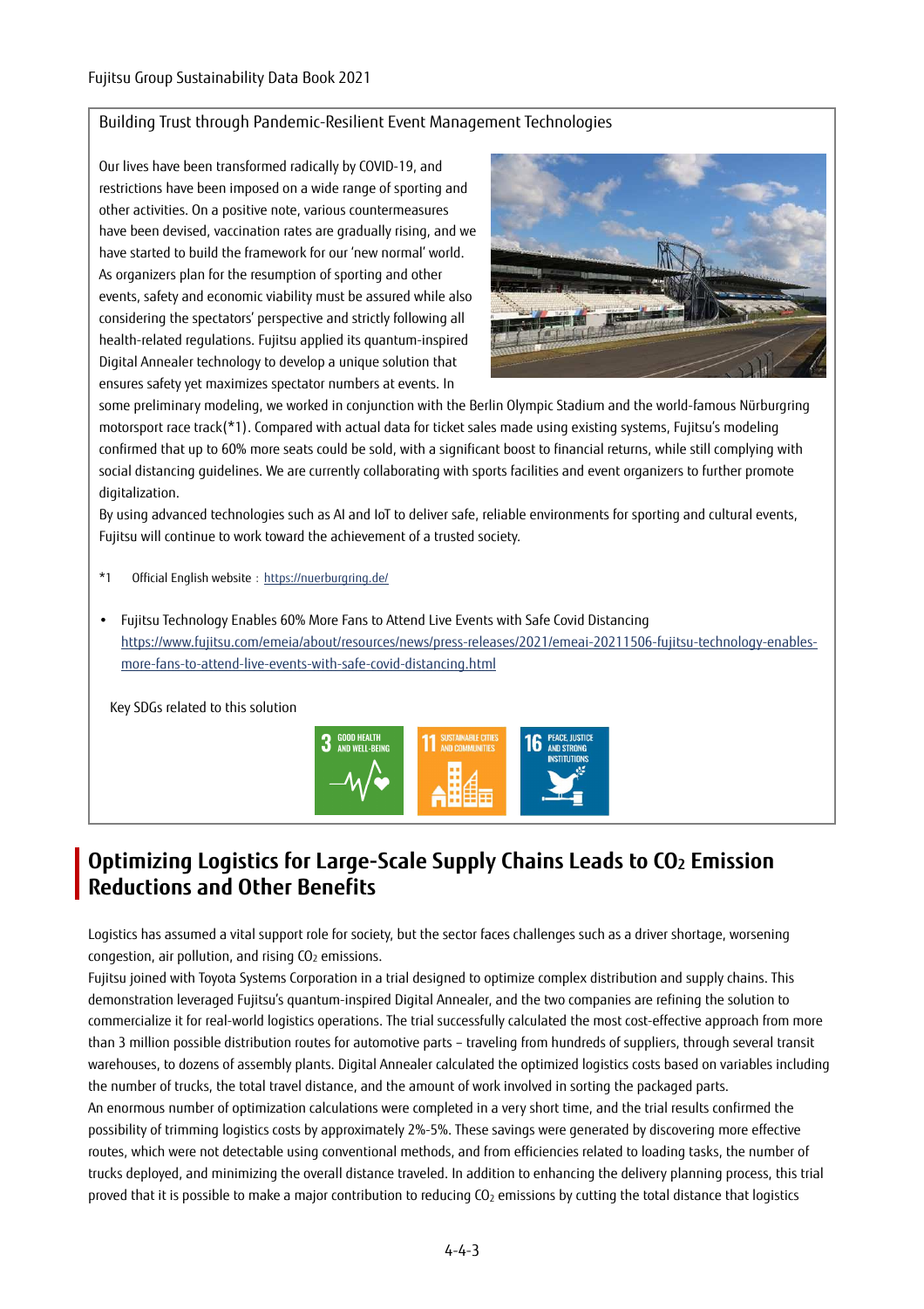### Building Trust through Pandemic-Resilient Event Management Technologies

Our lives have been transformed radically by COVID-19, and restrictions have been imposed on a wide range of sporting and other activities. On a positive note, various countermeasures have been devised, vaccination rates are gradually rising, and we have started to build the framework for our 'new normal' world. As organizers plan for the resumption of sporting and other events, safety and economic viability must be assured while also considering the spectators' perspective and strictly following all health-related regulations. Fujitsu applied its quantum-inspired Digital Annealer technology to develop a unique solution that ensures safety yet maximizes spectator numbers at events. In some preliminary modeling, we worked in conjunction with the Berlin Olympic Stadium and the world-famous Nürburgring motorsport race track(*1). Compared with actual data for ticket sales made using existing systems, Fujitsu's modeling confirmed that up to 60% more seats could be sold, with a significant boost to financial returns, while still complying with social distancing guidelines. We are currently collaborating with sports facilities and event organizers to further promote digitalization.

By using advanced technologies such as AI and IoT to deliver safe, reliable environments for sporting and cultural events, Fujitsu will continue to work toward the achievement of a trusted society.

*1 Official English website : https://nuerburgring.de/

- Fujitsu Technology Enables 60% More Fans to Attend Live Events with Safe Covid Distancing
  https://www.fujitsu.com/emeia/about/resources/news/press-releases/2021/emeai-20211506-fujitsu-technology-enables-more-fans-to-attend-live-events-with-safe-covid-distancing.html

Key SDGs related to this solution

3 GOOD HEALTH AND WELL-BEING | 11 SUSTAINABLE CITIES AND COMMUNITIES | 16 PEACE, JUSTICE AND STRONG INSTITUTIONS

## Optimizing Logistics for Large-Scale Supply Chains Leads to $CO_2$ Emission Reductions and Other Benefits

Logistics has assumed a vital support role for society, but the sector faces challenges such as a driver shortage, worsening congestion, air pollution, and rising $CO_2$ emissions.

Fujitsu joined with Toyota Systems Corporation in a trial designed to optimize complex distribution and supply chains. This demonstration leveraged Fujitsu's quantum-inspired Digital Annealer, and the two companies are refining the solution to commercialize it for real-world logistics operations. The trial successfully calculated the most cost-effective approach from more than 3 million possible distribution routes for automotive parts – traveling from hundreds of suppliers, through several transit warehouses, to dozens of assembly plants. Digital Annealer calculated the optimized logistics costs based on variables including the number of trucks, the total travel distance, and the amount of work involved in sorting the packaged parts.

An enormous number of optimization calculations were completed in a very short time, and the trial results confirmed the possibility of trimming logistics costs by approximately 2%-5%. These savings were generated by discovering more effective routes, which were not detectable using conventional methods, and from efficiencies related to loading tasks, the number of trucks deployed, and minimizing the overall distance traveled. In addition to enhancing the delivery planning process, this trial proved that it is possible to make a major contribution to reducing $CO_2$ emissions by cutting the total distance that logistics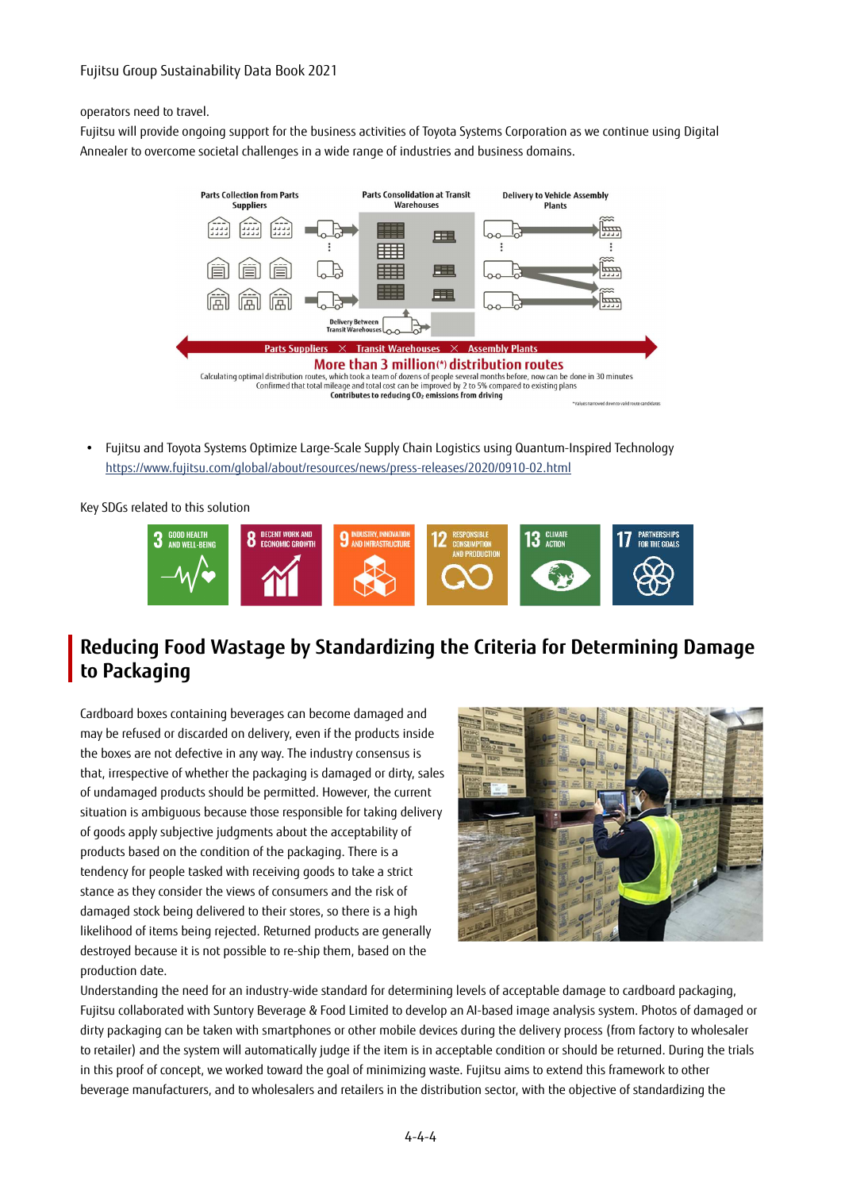operators need to travel.
Fujitsu will provide ongoing support for the business activities of Toyota Systems Corporation as we continue using Digital Annealer to overcome societal challenges in a wide range of industries and business domains.

Parts Collection from Parts Suppliers | Parts Consolidation at Transit Warehouses | Delivery to Vehicle Assembly Plants

Delivery Between Transit Warehouses

Parts Suppliers × Transit Warehouses × Assembly Plants

**More than 3 million(*) distribution routes**

Calculating optimal distribution routes, which took a team of dozens of people several months before, now can be done in 30 minutes
Confirmed that total mileage and total cost can be improved by 2 to 5% compared to existing plans
**Contributes to reducing $CO_2$ emissions from driving**

*Values narrowed down to valid route candidates

- Fujitsu and Toyota Systems Optimize Large-Scale Supply Chain Logistics using Quantum-Inspired Technology
  https://www.fujitsu.com/global/about/resources/news/press-releases/2020/0910-02.html

Key SDGs related to this solution

3 GOOD HEALTH AND WELL-BEING | 8 DECENT WORK AND ECONOMIC GROWTH | 9 INDUSTRY, INNOVATION AND INFRASTRUCTURE | 12 RESPONSIBLE CONSUMPTION AND PRODUCTION | 13 CLIMATE ACTION | 17 PARTNERSHIPS FOR THE GOALS

## Reducing Food Wastage by Standardizing the Criteria for Determining Damage to Packaging

Cardboard boxes containing beverages can become damaged and may be refused or discarded on delivery, even if the products inside the boxes are not defective in any way. The industry consensus is that, irrespective of whether the packaging is damaged or dirty, sales of undamaged products should be permitted. However, the current situation is ambiguous because those responsible for taking delivery of goods apply subjective judgments about the acceptability of products based on the condition of the packaging. There is a tendency for people tasked with receiving goods to take a strict stance as they consider the views of consumers and the risk of damaged stock being delivered to their stores, so there is a high likelihood of items being rejected. Returned products are generally destroyed because it is not possible to re-ship them, based on the production date.
Understanding the need for an industry-wide standard for determining levels of acceptable damage to cardboard packaging, Fujitsu collaborated with Suntory Beverage & Food Limited to develop an AI-based image analysis system. Photos of damaged or dirty packaging can be taken with smartphones or other mobile devices during the delivery process (from factory to wholesaler to retailer) and the system will automatically judge if the item is in acceptable condition or should be returned. During the trials in this proof of concept, we worked toward the goal of minimizing waste. Fujitsu aims to extend this framework to other beverage manufacturers, and to wholesalers and retailers in the distribution sector, with the objective of standardizing the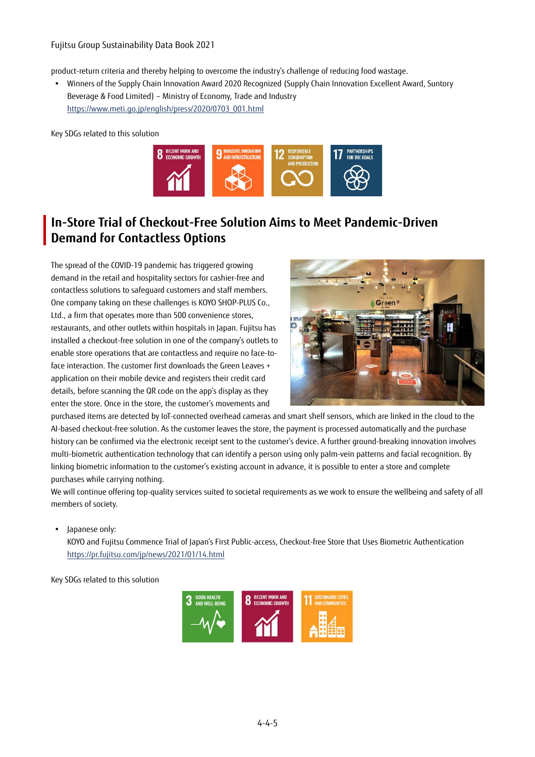product-return criteria and thereby helping to overcome the industry's challenge of reducing food wastage.

- Winners of the Supply Chain Innovation Award 2020 Recognized (Supply Chain Innovation Excellent Award, Suntory Beverage & Food Limited) – Ministry of Economy, Trade and Industry
  https://www.meti.go.jp/english/press/2020/0703_001.html

Key SDGs related to this solution

## In-Store Trial of Checkout-Free Solution Aims to Meet Pandemic-Driven Demand for Contactless Options

The spread of the COVID-19 pandemic has triggered growing demand in the retail and hospitality sectors for cashier-free and contactless solutions to safeguard customers and staff members. One company taking on these challenges is KOYO SHOP-PLUS Co., Ltd., a firm that operates more than 500 convenience stores, restaurants, and other outlets within hospitals in Japan. Fujitsu has installed a checkout-free solution in one of the company's outlets to enable store operations that are contactless and require no face-to-face interaction. The customer first downloads the Green Leaves + application on their mobile device and registers their credit card details, before scanning the QR code on the app's display as they enter the store. Once in the store, the customer's movements and purchased items are detected by IoT-connected overhead cameras and smart shelf sensors, which are linked in the cloud to the AI-based checkout-free solution. As the customer leaves the store, the payment is processed automatically and the purchase history can be confirmed via the electronic receipt sent to the customer's device. A further ground-breaking innovation involves multi-biometric authentication technology that can identify a person using only palm-vein patterns and facial recognition. By linking biometric information to the customer's existing account in advance, it is possible to enter a store and complete purchases while carrying nothing.

We will continue offering top-quality services suited to societal requirements as we work to ensure the wellbeing and safety of all members of society.

- Japanese only:
  KOYO and Fujitsu Commence Trial of Japan's First Public-access, Checkout-free Store that Uses Biometric Authentication
  https://pr.fujitsu.com/jp/news/2021/01/14.html

Key SDGs related to this solution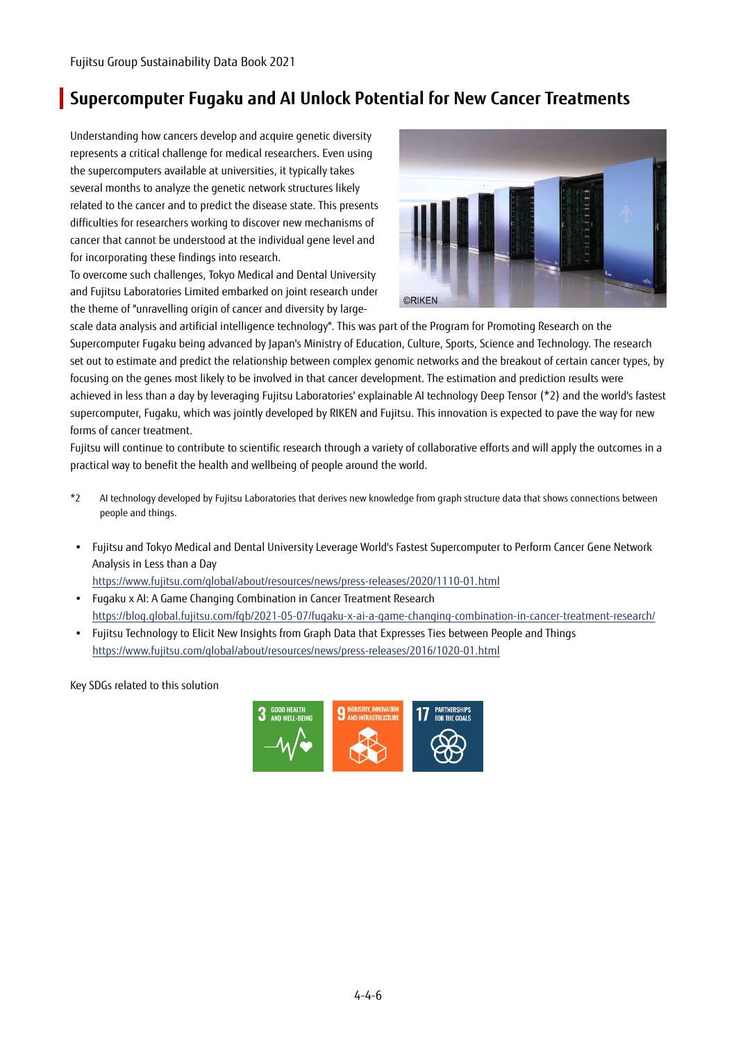## Supercomputer Fugaku and AI Unlock Potential for New Cancer Treatments

Understanding how cancers develop and acquire genetic diversity represents a critical challenge for medical researchers. Even using the supercomputers available at universities, it typically takes several months to analyze the genetic network structures likely related to the cancer and to predict the disease state. This presents difficulties for researchers working to discover new mechanisms of cancer that cannot be understood at the individual gene level and for incorporating these findings into research.

To overcome such challenges, Tokyo Medical and Dental University and Fujitsu Laboratories Limited embarked on joint research under the theme of "unravelling origin of cancer and diversity by large-scale data analysis and artificial intelligence technology". This was part of the Program for Promoting Research on the Supercomputer Fugaku being advanced by Japan's Ministry of Education, Culture, Sports, Science and Technology. The research set out to estimate and predict the relationship between complex genomic networks and the breakout of certain cancer types, by focusing on the genes most likely to be involved in that cancer development. The estimation and prediction results were achieved in less than a day by leveraging Fujitsu Laboratories' explainable AI technology Deep Tensor (*2) and the world's fastest supercomputer, Fugaku, which was jointly developed by RIKEN and Fujitsu. This innovation is expected to pave the way for new forms of cancer treatment.

Fujitsu will continue to contribute to scientific research through a variety of collaborative efforts and will apply the outcomes in a practical way to benefit the health and wellbeing of people around the world.

*2 AI technology developed by Fujitsu Laboratories that derives new knowledge from graph structure data that shows connections between people and things.

- Fujitsu and Tokyo Medical and Dental University Leverage World's Fastest Supercomputer to Perform Cancer Gene Network Analysis in Less than a Day
  https://www.fujitsu.com/global/about/resources/news/press-releases/2020/1110-01.html
- Fugaku x AI: A Game Changing Combination in Cancer Treatment Research
  https://blog.global.fujitsu.com/fgb/2021-05-07/fugaku-x-ai-a-game-changing-combination-in-cancer-treatment-research/
- Fujitsu Technology to Elicit New Insights from Graph Data that Expresses Ties between People and Things
  https://www.fujitsu.com/global/about/resources/news/press-releases/2016/1020-01.html

Key SDGs related to this solution

3 GOOD HEALTH AND WELL-BEING | 9 INDUSTRY, INNOVATION AND INFRASTRUCTURE | 17 PARTNERSHIPS FOR THE GOALS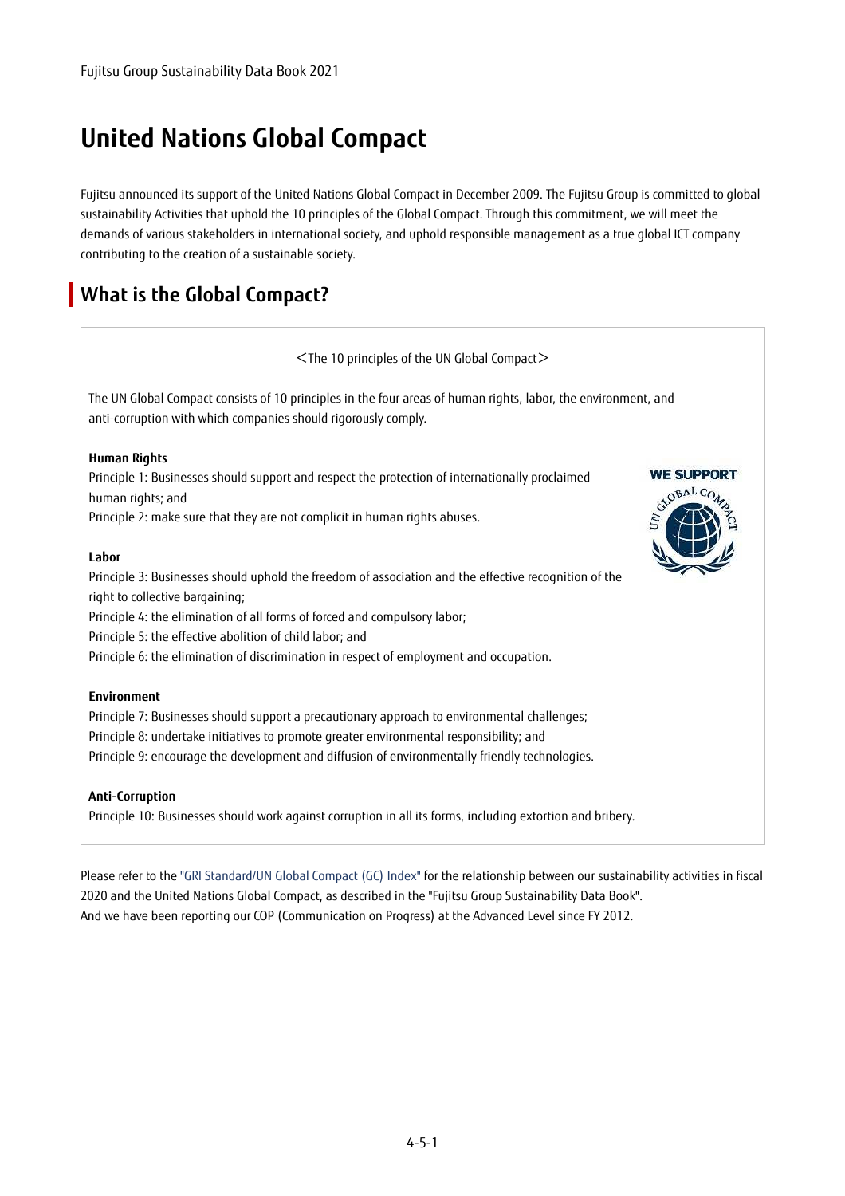# United Nations Global Compact

Fujitsu announced its support of the United Nations Global Compact in December 2009. The Fujitsu Group is committed to global sustainability Activities that uphold the 10 principles of the Global Compact. Through this commitment, we will meet the demands of various stakeholders in international society, and uphold responsible management as a true global ICT company contributing to the creation of a sustainable society.

## What is the Global Compact?

＜The 10 principles of the UN Global Compact＞

The UN Global Compact consists of 10 principles in the four areas of human rights, labor, the environment, and anti-corruption with which companies should rigorously comply.

**Human Rights**

Principle 1: Businesses should support and respect the protection of internationally proclaimed human rights; and

Principle 2: make sure that they are not complicit in human rights abuses.

**Labor**

Principle 3: Businesses should uphold the freedom of association and the effective recognition of the right to collective bargaining;

Principle 4: the elimination of all forms of forced and compulsory labor;

Principle 5: the effective abolition of child labor; and

Principle 6: the elimination of discrimination in respect of employment and occupation.

**Environment**

Principle 7: Businesses should support a precautionary approach to environmental challenges;

Principle 8: undertake initiatives to promote greater environmental responsibility; and

Principle 9: encourage the development and diffusion of environmentally friendly technologies.

**Anti-Corruption**

Principle 10: Businesses should work against corruption in all its forms, including extortion and bribery.

Please refer to the "GRI Standard/UN Global Compact (GC) Index" for the relationship between our sustainability activities in fiscal 2020 and the United Nations Global Compact, as described in the "Fujitsu Group Sustainability Data Book".
And we have been reporting our COP (Communication on Progress) at the Advanced Level since FY 2012.